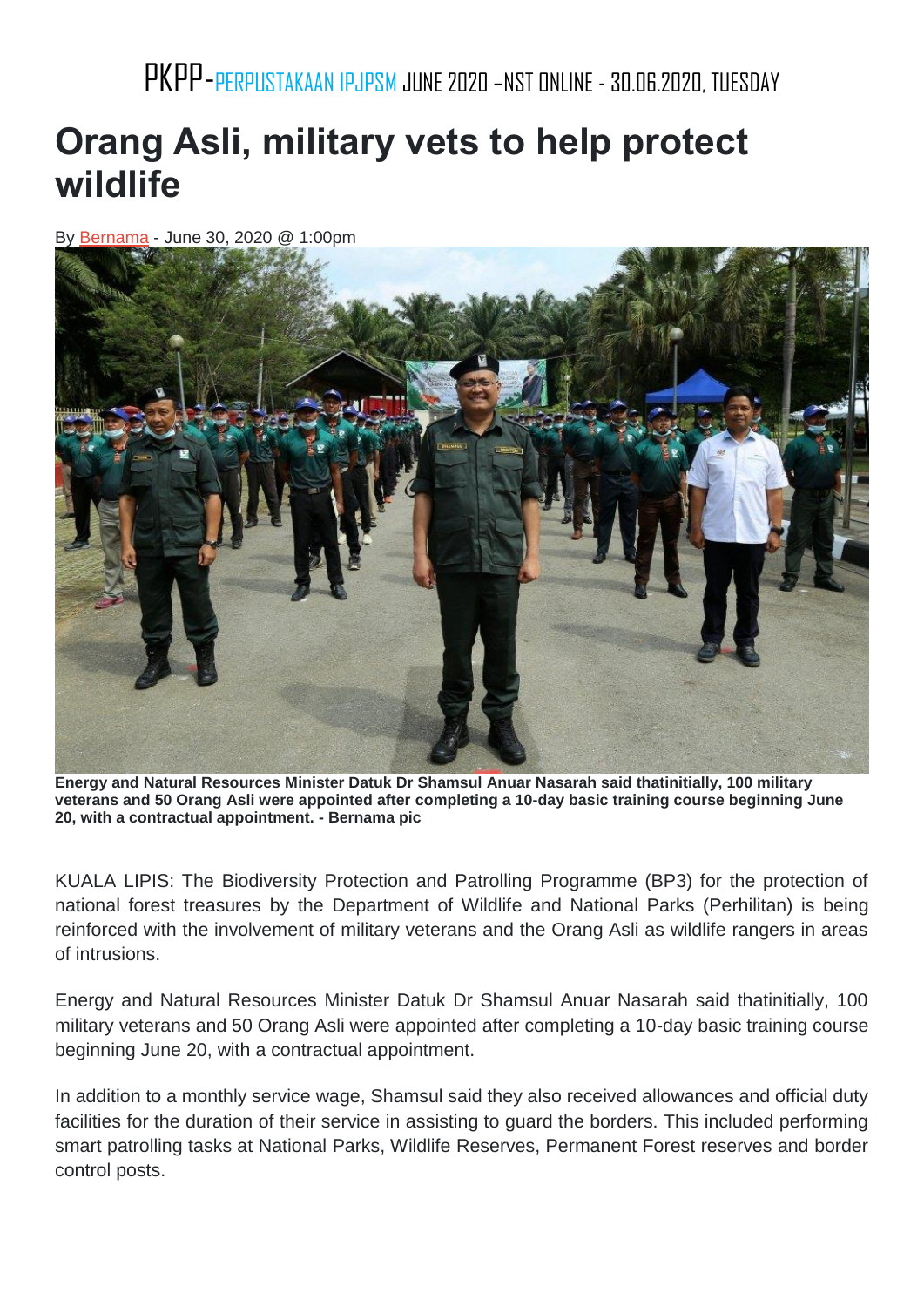PKPP-PERPUSTAKAAN IPJPSM JUNE 2020 –NST ONLINE - 30.06.2020, TUESDAY

# Orang Asli, military vets to help protect wildlife

By Bernama - June 30, 2020 @ 1:00pm

**Energy and Natural Resources Minister Datuk Dr Shamsul Anuar Nasarah said thatinitially, 100 military veterans and 50 Orang Asli were appointed after completing a 10-day basic training course beginning June 20, with a contractual appointment. - Bernama pic**

KUALA LIPIS: The Biodiversity Protection and Patrolling Programme (BP3) for the protection of national forest treasures by the Department of Wildlife and National Parks (Perhilitan) is being reinforced with the involvement of military veterans and the Orang Asli as wildlife rangers in areas of intrusions.

Energy and Natural Resources Minister Datuk Dr Shamsul Anuar Nasarah said thatinitially, 100 military veterans and 50 Orang Asli were appointed after completing a 10-day basic training course beginning June 20, with a contractual appointment.

In addition to a monthly service wage, Shamsul said they also received allowances and official duty facilities for the duration of their service in assisting to guard the borders. This included performing smart patrolling tasks at National Parks, Wildlife Reserves, Permanent Forest reserves and border control posts.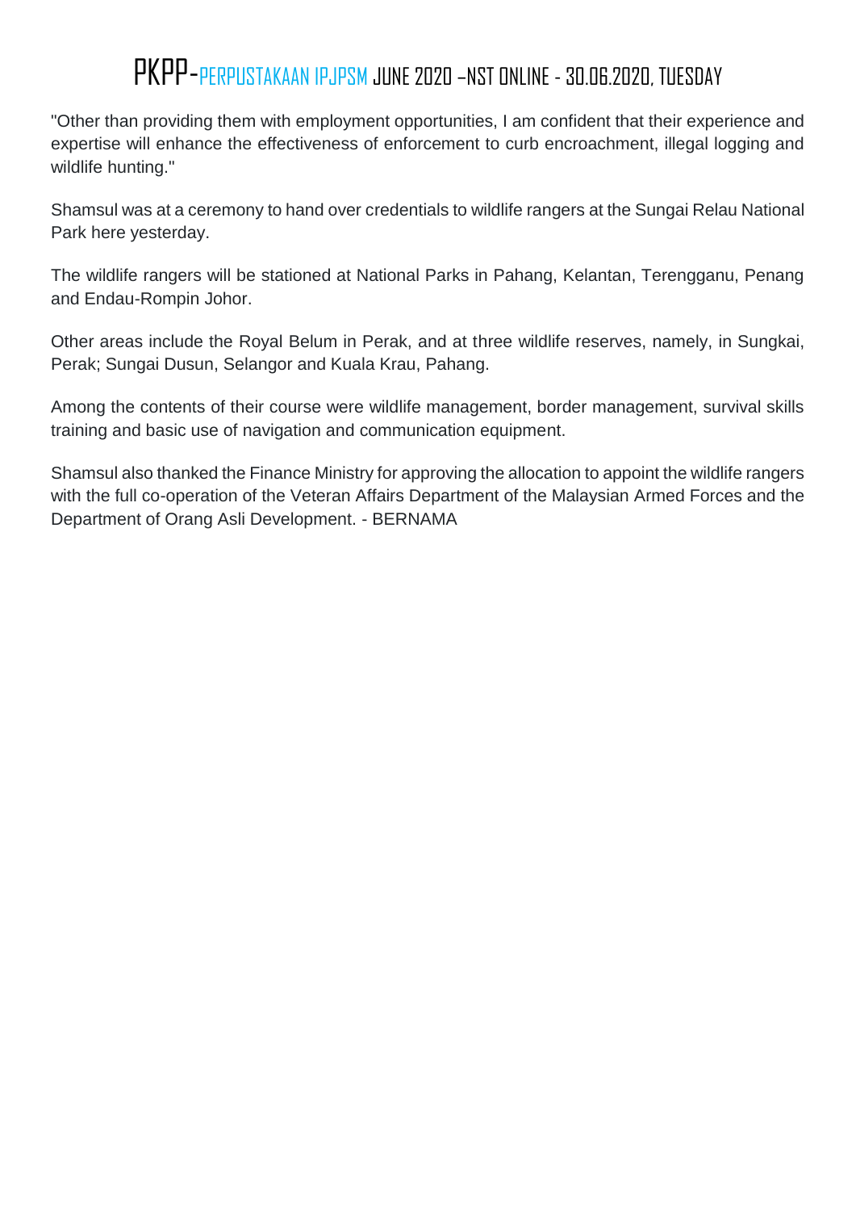"Other than providing them with employment opportunities, I am confident that their experience and expertise will enhance the effectiveness of enforcement to curb encroachment, illegal logging and wildlife hunting."

Shamsul was at a ceremony to hand over credentials to wildlife rangers at the Sungai Relau National Park here yesterday.

The wildlife rangers will be stationed at National Parks in Pahang, Kelantan, Terengganu, Penang and Endau-Rompin Johor.

Other areas include the Royal Belum in Perak, and at three wildlife reserves, namely, in Sungkai, Perak; Sungai Dusun, Selangor and Kuala Krau, Pahang.

Among the contents of their course were wildlife management, border management, survival skills training and basic use of navigation and communication equipment.

Shamsul also thanked the Finance Ministry for approving the allocation to appoint the wildlife rangers with the full co-operation of the Veteran Affairs Department of the Malaysian Armed Forces and the Department of Orang Asli Development. - BERNAMA